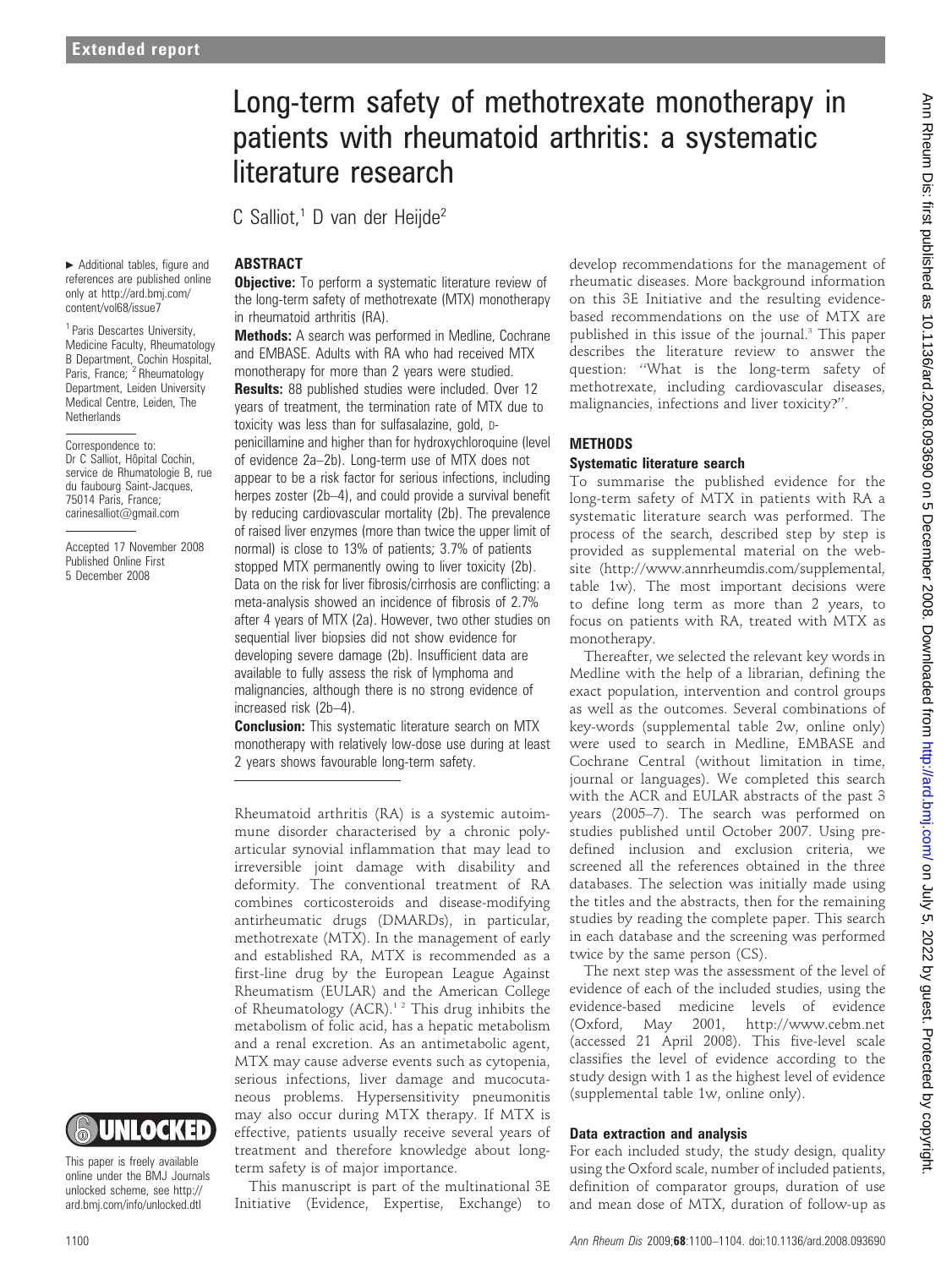Extended report

# Long-term safety of methotrexate monotherapy in patients with rheumatoid arthritis: a systematic literature research

C Salliot,[1] D van der Heijde[2]

► Additional tables, figure and references are published online only at http://ard.bmj.com/content/vol68/issue7

[1] Paris Descartes University, Medicine Faculty, Rheumatology B Department, Cochin Hospital, Paris, France; [2] Rheumatology Department, Leiden University Medical Centre, Leiden, The Netherlands

Correspondence to: Dr C Salliot, Hôpital Cochin, service de Rhumatologie B, rue du faubourg Saint-Jacques, 75014 Paris, France; carinesalliot@gmail.com

Accepted 17 November 2008
Published Online First 5 December 2008

## ABSTRACT

**Objective:** To perform a systematic literature review of the long-term safety of methotrexate (MTX) monotherapy in rheumatoid arthritis (RA).

**Methods:** A search was performed in Medline, Cochrane and EMBASE. Adults with RA who had received MTX monotherapy for more than 2 years were studied.

**Results:** 88 published studies were included. Over 12 years of treatment, the termination rate of MTX due to toxicity was less than for sulfasalazine, gold, D-penicillamine and higher than for hydroxychloroquine (level of evidence 2a–2b). Long-term use of MTX does not appear to be a risk factor for serious infections, including herpes zoster (2b–4), and could provide a survival benefit by reducing cardiovascular mortality (2b). The prevalence of raised liver enzymes (more than twice the upper limit of normal) is close to 13% of patients; 3.7% of patients stopped MTX permanently owing to liver toxicity (2b). Data on the risk for liver fibrosis/cirrhosis are conflicting: a meta-analysis showed an incidence of fibrosis of 2.7% after 4 years of MTX (2a). However, two other studies on sequential liver biopsies did not show evidence for developing severe damage (2b). Insufficient data are available to fully assess the risk of lymphoma and malignancies, although there is no strong evidence of increased risk (2b–4).

**Conclusion:** This systematic literature search on MTX monotherapy with relatively low-dose use during at least 2 years shows favourable long-term safety.

Rheumatoid arthritis (RA) is a systemic autoimmune disorder characterised by a chronic polyarticular synovial inflammation that may lead to irreversible joint damage with disability and deformity. The conventional treatment of RA combines corticosteroids and disease-modifying antirheumatic drugs (DMARDs), in particular, methotrexate (MTX). In the management of early and established RA, MTX is recommended as a first-line drug by the European League Against Rheumatism (EULAR) and the American College of Rheumatology (ACR).[1 2] This drug inhibits the metabolism of folic acid, has a hepatic metabolism and a renal excretion. As an antimetabolic agent, MTX may cause adverse events such as cytopenia, serious infections, liver damage and mucocutaneous problems. Hypersensitivity pneumonitis may also occur during MTX therapy. If MTX is effective, patients usually receive several years of treatment and therefore knowledge about long-term safety is of major importance.

This manuscript is part of the multinational 3E Initiative (Evidence, Expertise, Exchange) to develop recommendations for the management of rheumatic diseases. More background information on this 3E Initiative and the resulting evidence-based recommendations on the use of MTX are published in this issue of the journal.[3] This paper describes the literature review to answer the question: "What is the long-term safety of methotrexate, including cardiovascular diseases, malignancies, infections and liver toxicity?".

## METHODS

### Systematic literature search

To summarise the published evidence for the long-term safety of MTX in patients with RA a systematic literature search was performed. The process of the search, described step by step is provided as supplemental material on the website (http://www.annrheumdis.com/supplemental, table 1w). The most important decisions were to define long term as more than 2 years, to focus on patients with RA, treated with MTX as monotherapy.

Thereafter, we selected the relevant key words in Medline with the help of a librarian, defining the exact population, intervention and control groups as well as the outcomes. Several combinations of key-words (supplemental table 2w, online only) were used to search in Medline, EMBASE and Cochrane Central (without limitation in time, journal or languages). We completed this search with the ACR and EULAR abstracts of the past 3 years (2005–7). The search was performed on studies published until October 2007. Using predefined inclusion and exclusion criteria, we screened all the references obtained in the three databases. The selection was initially made using the titles and the abstracts, then for the remaining studies by reading the complete paper. This search in each database and the screening was performed twice by the same person (CS).

The next step was the assessment of the level of evidence of each of the included studies, using the evidence-based medicine levels of evidence (Oxford, May 2001, http://www.cebm.net (accessed 21 April 2008). This five-level scale classifies the level of evidence according to the study design with 1 as the highest level of evidence (supplemental table 1w, online only).

### Data extraction and analysis

For each included study, the study design, quality using the Oxford scale, number of included patients, definition of comparator groups, duration of use and mean dose of MTX, duration of follow-up as

This paper is freely available online under the BMJ Journals unlocked scheme, see http://ard.bmj.com/info/unlocked.dtl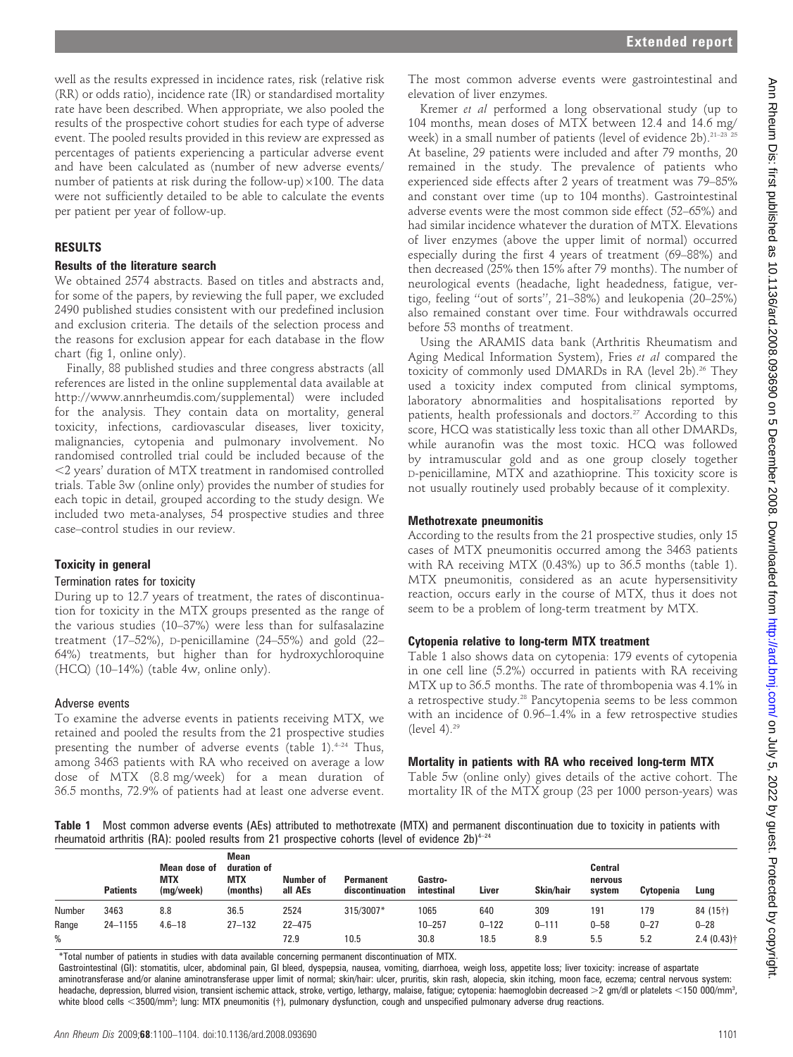well as the results expressed in incidence rates, risk (relative risk (RR) or odds ratio), incidence rate (IR) or standardised mortality rate have been described. When appropriate, we also pooled the results of the prospective cohort studies for each type of adverse event. The pooled results provided in this review are expressed as percentages of patients experiencing a particular adverse event and have been calculated as (number of new adverse events/number of patients at risk during the follow-up)×100. The data were not sufficiently detailed to be able to calculate the events per patient per year of follow-up.

## RESULTS

### Results of the literature search

We obtained 2574 abstracts. Based on titles and abstracts and, for some of the papers, by reviewing the full paper, we excluded 2490 published studies consistent with our predefined inclusion and exclusion criteria. The details of the selection process and the reasons for exclusion appear for each database in the flow chart (fig 1, online only).

Finally, 88 published studies and three congress abstracts (all references are listed in the online supplemental data available at http://www.annrheumdis.com/supplemental) were included for the analysis. They contain data on mortality, general toxicity, infections, cardiovascular diseases, liver toxicity, malignancies, cytopenia and pulmonary involvement. No randomised controlled trial could be included because of the <2 years' duration of MTX treatment in randomised controlled trials. Table 3w (online only) provides the number of studies for each topic in detail, grouped according to the study design. We included two meta-analyses, 54 prospective studies and three case–control studies in our review.

### Toxicity in general

#### Termination rates for toxicity

During up to 12.7 years of treatment, the rates of discontinuation for toxicity in the MTX groups presented as the range of the various studies (10–37%) were less than for sulfasalazine treatment (17–52%), D-penicillamine (24–55%) and gold (22–64%) treatments, but higher than for hydroxychloroquine (HCQ) (10–14%) (table 4w, online only).

#### Adverse events

To examine the adverse events in patients receiving MTX, we retained and pooled the results from the 21 prospective studies presenting the number of adverse events (table 1).[4–24] Thus, among 3463 patients with RA who received on average a low dose of MTX (8.8 mg/week) for a mean duration of 36.5 months, 72.9% of patients had at least one adverse event. The most common adverse events were gastrointestinal and elevation of liver enzymes.

Kremer *et al* performed a long observational study (up to 104 months, mean doses of MTX between 12.4 and 14.6 mg/week) in a small number of patients (level of evidence 2b).[21–23 25] At baseline, 29 patients were included and after 79 months, 20 remained in the study. The prevalence of patients who experienced side effects after 2 years of treatment was 79–85% and constant over time (up to 104 months). Gastrointestinal adverse events were the most common side effect (52–65%) and had similar incidence whatever the duration of MTX. Elevations of liver enzymes (above the upper limit of normal) occurred especially during the first 4 years of treatment (69–88%) and then decreased (25% then 15% after 79 months). The number of neurological events (headache, light headedness, fatigue, vertigo, feeling "out of sorts", 21–38%) and leukopenia (20–25%) also remained constant over time. Four withdrawals occurred before 53 months of treatment.

Using the ARAMIS data bank (Arthritis Rheumatism and Aging Medical Information System), Fries *et al* compared the toxicity of commonly used DMARDs in RA (level 2b).[26] They used a toxicity index computed from clinical symptoms, laboratory abnormalities and hospitalisations reported by patients, health professionals and doctors.[27] According to this score, HCQ was statistically less toxic than all other DMARDs, while auranofin was the most toxic. HCQ was followed by intramuscular gold and as one group closely together D-penicillamine, MTX and azathioprine. This toxicity score is not usually routinely used probably because of it complexity.

### Methotrexate pneumonitis

According to the results from the 21 prospective studies, only 15 cases of MTX pneumonitis occurred among the 3463 patients with RA receiving MTX (0.43%) up to 36.5 months (table 1). MTX pneumonitis, considered as an acute hypersensitivity reaction, occurs early in the course of MTX, thus it does not seem to be a problem of long-term treatment by MTX.

### Cytopenia relative to long-term MTX treatment

Table 1 also shows data on cytopenia: 179 events of cytopenia in one cell line (5.2%) occurred in patients with RA receiving MTX up to 36.5 months. The rate of thrombopenia was 4.1% in a retrospective study.[28] Pancytopenia seems to be less common with an incidence of 0.96–1.4% in a few retrospective studies (level 4).[29]

### Mortality in patients with RA who received long-term MTX

Table 5w (online only) gives details of the active cohort. The mortality IR of the MTX group (23 per 1000 person-years) was

**Table 1** Most common adverse events (AEs) attributed to methotrexate (MTX) and permanent discontinuation due to toxicity in patients with rheumatoid arthritis (RA): pooled results from 21 prospective cohorts (level of evidence 2b)[4–24]

| | Patients | Mean dose of MTX (mg/week) | Mean duration of MTX (months) | Number of all AEs | Permanent discontinuation | Gastro-intestinal | Liver | Skin/hair | Central nervous system | Cytopenia | Lung |
|---|---|---|---|---|---|---|---|---|---|---|---|
| Number | 3463 | 8.8 | 36.5 | 2524 | 315/3007* | 1065 | 640 | 309 | 191 | 179 | 84 (15†) |
| Range | 24–1155 | 4.6–18 | 27–132 | 22–475 | | 10–257 | 0–122 | 0–111 | 0–58 | 0–27 | 0–28 |
| % | | | | 72.9 | 10.5 | 30.8 | 18.5 | 8.9 | 5.5 | 5.2 | 2.4 (0.43)† |

*Total number of patients in studies with data available concerning permanent discontinuation of MTX.

Gastrointestinal (GI): stomatitis, ulcer, abdominal pain, GI bleed, dyspepsia, nausea, vomiting, diarrhoea, weigh loss, appetite loss; liver toxicity: increase of aspartate aminotransferase and/or alanine aminotransferase upper limit of normal; skin/hair: ulcer, pruritis, skin rash, alopecia, skin itching, moon face, eczema; central nervous system: headache, depression, blurred vision, transient ischemic attack, stroke, vertigo, lethargy, malaise, fatigue; cytopenia: haemoglobin decreased >2 gm/dl or platelets <150 000/mm$^3$, white blood cells <3500/mm$^3$; lung: MTX pneumonitis (†), pulmonary dysfunction, cough and unspecified pulmonary adverse drug reactions.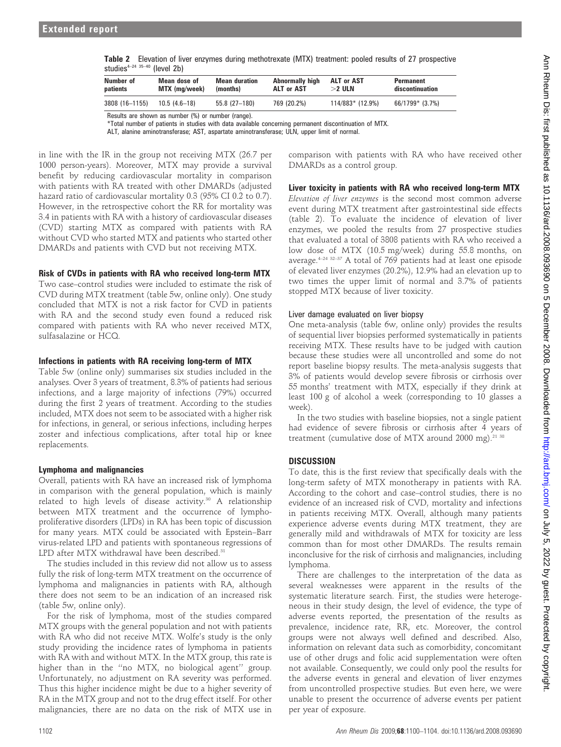**Table 2** Elevation of liver enzymes during methotrexate (MTX) treatment: pooled results of 27 prospective studies[4–24 35–40] (level 2b)

| Number of patients | Mean dose of MTX (mg/week) | Mean duration (months) | Abnormally high ALT or AST | ALT or AST >2 ULN | Permanent discontinuation |
|---|---|---|---|---|---|
| 3808 (16–1155) | 10.5 (4.6–18) | 55.8 (27–180) | 769 (20.2%) | 114/883* (12.9%) | 66/1799* (3.7%) |

Results are shown as number (%) or number (range).
*Total number of patients in studies with data available concerning permanent discontinuation of MTX.
ALT, alanine aminotransferase; AST, aspartate aminotransferase; ULN, upper limit of normal.

in line with the IR in the group not receiving MTX (26.7 per 1000 person-years). Moreover, MTX may provide a survival benefit by reducing cardiovascular mortality in comparison with patients with RA treated with other DMARDs (adjusted hazard ratio of cardiovascular mortality 0.3 (95% CI 0.2 to 0.7). However, in the retrospective cohort the RR for mortality was 3.4 in patients with RA with a history of cardiovascular diseases (CVD) starting MTX as compared with patients with RA without CVD who started MTX and patients who started other DMARDs and patients with CVD but not receiving MTX.

### Risk of CVDs in patients with RA who received long-term MTX

Two case–control studies were included to estimate the risk of CVD during MTX treatment (table 5w, online only). One study concluded that MTX is not a risk factor for CVD in patients with RA and the second study even found a reduced risk compared with patients with RA who never received MTX, sulfasalazine or HCQ.

### Infections in patients with RA receiving long-term of MTX

Table 5w (online only) summarises six studies included in the analyses. Over 3 years of treatment, 8.3% of patients had serious infections, and a large majority of infections (79%) occurred during the first 2 years of treatment. According to the studies included, MTX does not seem to be associated with a higher risk for infections, in general, or serious infections, including herpes zoster and infectious complications, after total hip or knee replacements.

### Lymphoma and malignancies

Overall, patients with RA have an increased risk of lymphoma in comparison with the general population, which is mainly related to high levels of disease activity.[30] A relationship between MTX treatment and the occurrence of lymphoproliferative disorders (LPDs) in RA has been topic of discussion for many years. MTX could be associated with Epstein–Barr virus-related LPD and patients with spontaneous regressions of LPD after MTX withdrawal have been described.[31]

The studies included in this review did not allow us to assess fully the risk of long-term MTX treatment on the occurrence of lymphoma and malignancies in patients with RA, although there does not seem to be an indication of an increased risk (table 5w, online only).

For the risk of lymphoma, most of the studies compared MTX groups with the general population and not with patients with RA who did not receive MTX. Wolfe's study is the only study providing the incidence rates of lymphoma in patients with RA with and without MTX. In the MTX group, this rate is higher than in the "no MTX, no biological agent" group. Unfortunately, no adjustment on RA severity was performed. Thus this higher incidence might be due to a higher severity of RA in the MTX group and not to the drug effect itself. For other malignancies, there are no data on the risk of MTX use in comparison with patients with RA who have received other DMARDs as a control group.

### Liver toxicity in patients with RA who received long-term MTX

*Elevation of liver enzymes* is the second most common adverse event during MTX treatment after gastrointestinal side effects (table 2). To evaluate the incidence of elevation of liver enzymes, we pooled the results from 27 prospective studies that evaluated a total of 3808 patients with RA who received a low dose of MTX (10.5 mg/week) during 55.8 months, on average.[4–24 32–37] A total of 769 patients had at least one episode of elevated liver enzymes (20.2%), 12.9% had an elevation up to two times the upper limit of normal and 3.7% of patients stopped MTX because of liver toxicity.

#### Liver damage evaluated on liver biopsy

One meta-analysis (table 6w, online only) provides the results of sequential liver biopsies performed systematically in patients receiving MTX. These results have to be judged with caution because these studies were all uncontrolled and some do not report baseline biopsy results. The meta-analysis suggests that 3% of patients would develop severe fibrosis or cirrhosis over 55 months' treatment with MTX, especially if they drink at least 100 g of alcohol a week (corresponding to 10 glasses a week).

In the two studies with baseline biopsies, not a single patient had evidence of severe fibrosis or cirrhosis after 4 years of treatment (cumulative dose of MTX around 2000 mg).[21 38]

## DISCUSSION

To date, this is the first review that specifically deals with the long-term safety of MTX monotherapy in patients with RA. According to the cohort and case–control studies, there is no evidence of an increased risk of CVD, mortality and infections in patients receiving MTX. Overall, although many patients experience adverse events during MTX treatment, they are generally mild and withdrawals of MTX for toxicity are less common than for most other DMARDs. The results remain inconclusive for the risk of cirrhosis and malignancies, including lymphoma.

There are challenges to the interpretation of the data as several weaknesses were apparent in the results of the systematic literature search. First, the studies were heterogeneous in their study design, the level of evidence, the type of adverse events reported, the presentation of the results as prevalence, incidence rate, RR, etc. Moreover, the control groups were not always well defined and described. Also, information on relevant data such as comorbidity, concomitant use of other drugs and folic acid supplementation were often not available. Consequently, we could only pool the results for the adverse events in general and elevation of liver enzymes from uncontrolled prospective studies. But even here, we were unable to present the occurrence of adverse events per patient per year of exposure.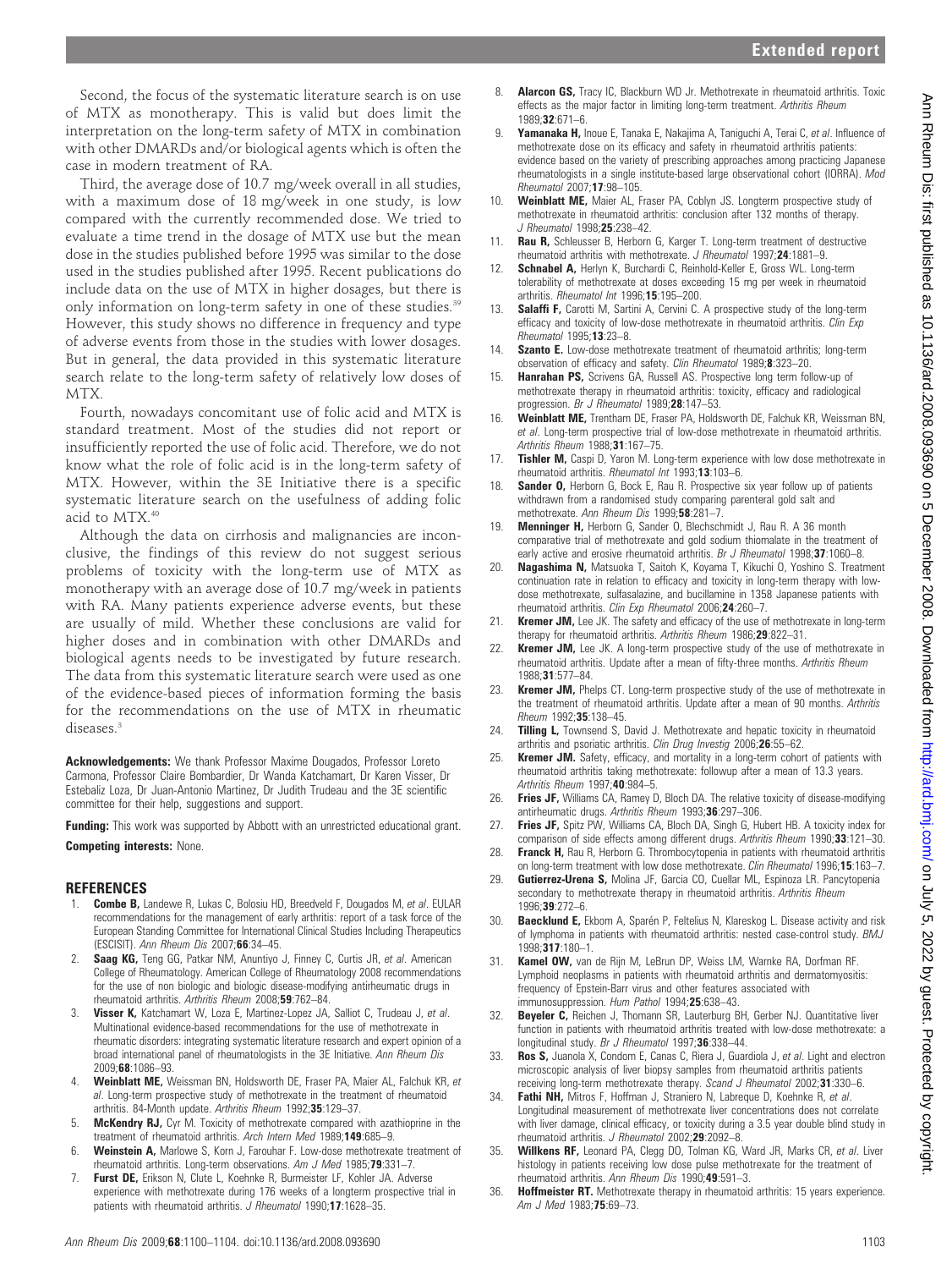Second, the focus of the systematic literature search is on use of MTX as monotherapy. This is valid but does limit the interpretation on the long-term safety of MTX in combination with other DMARDs and/or biological agents which is often the case in modern treatment of RA.

Third, the average dose of 10.7 mg/week overall in all studies, with a maximum dose of 18 mg/week in one study, is low compared with the currently recommended dose. We tried to evaluate a time trend in the dosage of MTX use but the mean dose in the studies published before 1995 was similar to the dose used in the studies published after 1995. Recent publications do include data on the use of MTX in higher dosages, but there is only information on long-term safety in one of these studies.[39] However, this study shows no difference in frequency and type of adverse events from those in the studies with lower dosages. But in general, the data provided in this systematic literature search relate to the long-term safety of relatively low doses of MTX.

Fourth, nowadays concomitant use of folic acid and MTX is standard treatment. Most of the studies did not report or insufficiently reported the use of folic acid. Therefore, we do not know what the role of folic acid is in the long-term safety of MTX. However, within the 3E Initiative there is a specific systematic literature search on the usefulness of adding folic acid to MTX.[40]

Although the data on cirrhosis and malignancies are inconclusive, the findings of this review do not suggest serious problems of toxicity with the long-term use of MTX as monotherapy with an average dose of 10.7 mg/week in patients with RA. Many patients experience adverse events, but these are usually of mild. Whether these conclusions are valid for higher doses and in combination with other DMARDs and biological agents needs to be investigated by future research. The data from this systematic literature search were used as one of the evidence-based pieces of information forming the basis for the recommendations on the use of MTX in rheumatic diseases.[3]

**Acknowledgements:** We thank Professor Maxime Dougados, Professor Loreto Carmona, Professor Claire Bombardier, Dr Wanda Katchamart, Dr Karen Visser, Dr Estebaliz Loza, Dr Juan-Antonio Martinez, Dr Judith Trudeau and the 3E scientific committee for their help, suggestions and support.

**Funding:** This work was supported by Abbott with an unrestricted educational grant.

**Competing interests:** None.

## REFERENCES

1. **Combe B,** Landewe R, Lukas C, Bolosiu HD, Breedveld F, Dougados M, *et al*. EULAR recommendations for the management of early arthritis: report of a task force of the European Standing Committee for International Clinical Studies Including Therapeutics (ESCISIT). *Ann Rheum Dis* 2007;**66**:34–45.
2. **Saag KG,** Teng GG, Patkar NM, Anuntiyo J, Finney C, Curtis JR, *et al*. American College of Rheumatology. American College of Rheumatology 2008 recommendations for the use of non biologic and biologic disease-modifying antirheumatic drugs in rheumatoid arthritis. *Arthritis Rheum* 2008;**59**:762–84.
3. **Visser K,** Katchamart W, Loza E, Martinez-Lopez JA, Salliot C, Trudeau J, *et al*. Multinational evidence-based recommendations for the use of methotrexate in rheumatic disorders: integrating systematic literature research and expert opinion of a broad international panel of rheumatologists in the 3E Initiative. *Ann Rheum Dis* 2009;**68**:1086–93.
4. **Weinblatt ME,** Weissman BN, Holdsworth DE, Fraser PA, Maier AL, Falchuk KR, *et al*. Long-term prospective study of methotrexate in the treatment of rheumatoid arthritis. 84-Month update. *Arthritis Rheum* 1992;**35**:129–37.
5. **McKendry RJ,** Cyr M. Toxicity of methotrexate compared with azathioprine in the treatment of rheumatoid arthritis. *Arch Intern Med* 1989;**149**:685–9.
6. **Weinstein A,** Marlowe S, Korn J, Farouhar F. Low-dose methotrexate treatment of rheumatoid arthritis. Long-term observations. *Am J Med* 1985;**79**:331–7.
7. **Furst DE,** Erikson N, Clute L, Koehnke R, Burmeister LF, Kohler JA. Adverse experience with methotrexate during 176 weeks of a longterm prospective trial in patients with rheumatoid arthritis. *J Rheumatol* 1990;**17**:1628–35.
8. **Alarcon GS,** Tracy IC, Blackburn WD Jr. Methotrexate in rheumatoid arthritis. Toxic effects as the major factor in limiting long-term treatment. *Arthritis Rheum* 1989;**32**:671–6.
9. **Yamanaka H,** Inoue E, Tanaka E, Nakajima A, Taniguchi A, Terai C, *et al*. Influence of methotrexate dose on its efficacy and safety in rheumatoid arthritis patients: evidence based on the variety of prescribing approaches among practicing Japanese rheumatologists in a single institute-based large observational cohort (IORRA). *Mod Rheumatol* 2007;**17**:98–105.
10. **Weinblatt ME,** Maier AL, Fraser PA, Coblyn JS. Longterm prospective study of methotrexate in rheumatoid arthritis: conclusion after 132 months of therapy. *J Rheumatol* 1998;**25**:238–42.
11. **Rau R,** Schleusser B, Herborn G, Karger T. Long-term treatment of destructive rheumatoid arthritis with methotrexate. *J Rheumatol* 1997;**24**:1881–9.
12. **Schnabel A,** Herlyn K, Burchardi C, Reinhold-Keller E, Gross WL. Long-term tolerability of methotrexate at doses exceeding 15 mg per week in rheumatoid arthritis. *Rheumatol Int* 1996;**15**:195–200.
13. **Salaffi F,** Carotti M, Sartini A, Cervini C. A prospective study of the long-term efficacy and toxicity of low-dose methotrexate in rheumatoid arthritis. *Clin Exp Rheumatol* 1995;**13**:23–8.
14. **Szanto E.** Low-dose methotrexate treatment of rheumatoid arthritis; long-term observation of efficacy and safety. *Clin Rheumatol* 1989;**8**:323–20.
15. **Hanrahan PS,** Scrivens GA, Russell AS. Prospective long term follow-up of methotrexate therapy in rheumatoid arthritis: toxicity, efficacy and radiological progression. *Br J Rheumatol* 1989;**28**:147–53.
16. **Weinblatt ME,** Trentham DE, Fraser PA, Holdsworth DE, Falchuk KR, Weissman BN, *et al*. Long-term prospective trial of low-dose methotrexate in rheumatoid arthritis. *Arthritis Rheum* 1988;**31**:167–75.
17. **Tishler M,** Caspi D, Yaron M. Long-term experience with low dose methotrexate in rheumatoid arthritis. *Rheumatol Int* 1993;**13**:103–6.
18. **Sander O,** Herborn G, Bock E, Rau R. Prospective six year follow up of patients withdrawn from a randomised study comparing parenteral gold salt and methotrexate. *Ann Rheum Dis* 1999;**58**:281–7.
19. **Menninger H,** Herborn G, Sander O, Blechschmidt J, Rau R. A 36 month comparative trial of methotrexate and gold sodium thiomalate in the treatment of early active and erosive rheumatoid arthritis. *Br J Rheumatol* 1998;**37**:1060–8.
20. **Nagashima N,** Matsuoka T, Saitoh K, Koyama T, Kikuchi O, Yoshino S. Treatment continuation rate in relation to efficacy and toxicity in long-term therapy with low-dose methotrexate, sulfasalazine, and bucillamine in 1358 Japanese patients with rheumatoid arthritis. *Clin Exp Rheumatol* 2006;**24**:260–7.
21. **Kremer JM,** Lee JK. The safety and efficacy of the use of methotrexate in long-term therapy for rheumatoid arthritis. *Arthritis Rheum* 1986;**29**:822–31.
22. **Kremer JM,** Lee JK. A long-term prospective study of the use of methotrexate in rheumatoid arthritis. Update after a mean of fifty-three months. *Arthritis Rheum* 1988;**31**:577–84.
23. **Kremer JM,** Phelps CT. Long-term prospective study of the use of methotrexate in the treatment of rheumatoid arthritis. Update after a mean of 90 months. *Arthritis Rheum* 1992;**35**:138–45.
24. **Tilling L,** Townsend S, David J. Methotrexate and hepatic toxicity in rheumatoid arthritis and psoriatic arthritis. *Clin Drug Investig* 2006;**26**:55–62.
25. **Kremer JM.** Safety, efficacy, and mortality in a long-term cohort of patients with rheumatoid arthritis taking methotrexate: followup after a mean of 13.3 years. *Arthritis Rheum* 1997;**40**:984–5.
26. **Fries JF,** Williams CA, Ramey D, Bloch DA. The relative toxicity of disease-modifying antirheumatic drugs. *Arthritis Rheum* 1993;**36**:297–306.
27. **Fries JF,** Spitz PW, Williams CA, Bloch DA, Singh G, Hubert HB. A toxicity index for comparison of side effects among different drugs. *Arthritis Rheum* 1990;**33**:121–30.
28. **Franck H,** Rau R, Herborn G. Thrombocytopenia in patients with rheumatoid arthritis on long-term treatment with low dose methotrexate. *Clin Rheumatol* 1996;**15**:163–7.
29. **Gutierrez-Urena S,** Molina JF, Garcia CO, Cuellar ML, Espinoza LR. Pancytopenia secondary to methotrexate therapy in rheumatoid arthritis. *Arthritis Rheum* 1996;**39**:272–6.
30. **Baecklund E,** Ekbom A, Sparén P, Feltelius N, Klareskog L. Disease activity and risk of lymphoma in patients with rheumatoid arthritis: nested case-control study. *BMJ* 1998;**317**:180–1.
31. **Kamel OW,** van de Rijn M, LeBrun DP, Weiss LM, Warnke RA, Dorfman RF. Lymphoid neoplasms in patients with rheumatoid arthritis and dermatomyositis: frequency of Epstein-Barr virus and other features associated with immunosuppression. *Hum Pathol* 1994;**25**:638–43.
32. **Beyeler C,** Reichen J, Thomann SR, Lauterburg BH, Gerber NJ. Quantitative liver function in patients with rheumatoid arthritis treated with low-dose methotrexate: a longitudinal study. *Br J Rheumatol* 1997;**36**:338–44.
33. **Ros S,** Juanola X, Condom E, Canas C, Riera J, Guardiola J, *et al*. Light and electron microscopic analysis of liver biopsy samples from rheumatoid arthritis patients receiving long-term methotrexate therapy. *Scand J Rheumatol* 2002;**31**:330–6.
34. **Fathi NH,** Mitros F, Hoffman J, Straniero N, Labreque D, Koehnke R, *et al*. Longitudinal measurement of methotrexate liver concentrations does not correlate with liver damage, clinical efficacy, or toxicity during a 3.5 year double blind study in rheumatoid arthritis. *J Rheumatol* 2002;**29**:2092–8.
35. **Willkens RF,** Leonard PA, Clegg DO, Tolman KG, Ward JR, Marks CR, *et al*. Liver histology in patients receiving low dose pulse methotrexate for the treatment of rheumatoid arthritis. *Ann Rheum Dis* 1990;**49**:591–3.
36. **Hoffmeister RT.** Methotrexate therapy in rheumatoid arthritis: 15 years experience. *Am J Med* 1983;**75**:69–73.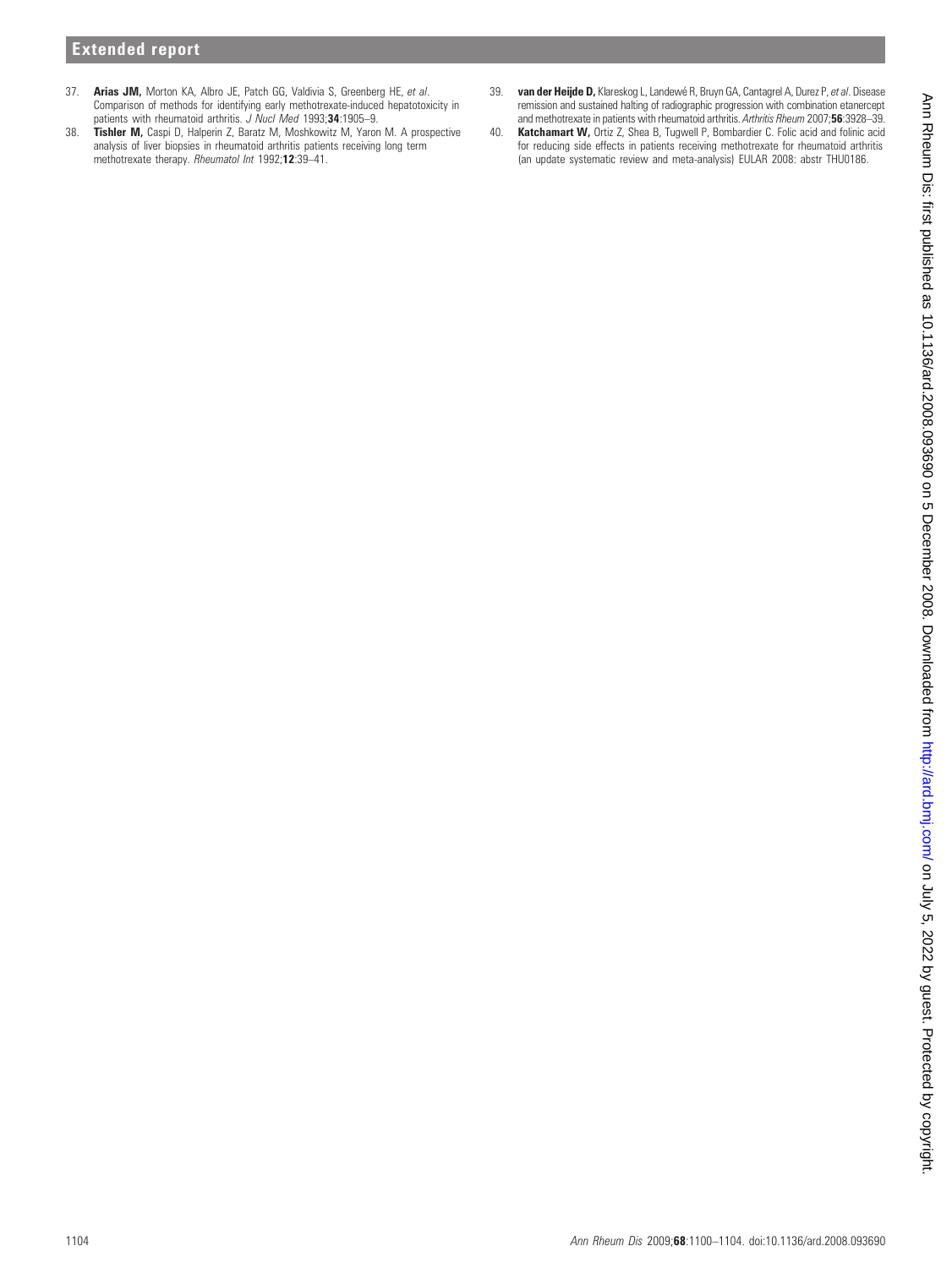37. **Arias JM,** Morton KA, Albro JE, Patch GG, Valdivia S, Greenberg HE, *et al*. Comparison of methods for identifying early methotrexate-induced hepatotoxicity in patients with rheumatoid arthritis. *J Nucl Med* 1993;**34**:1905–9.
38. **Tishler M,** Caspi D, Halperin Z, Baratz M, Moshkowitz M, Yaron M. A prospective analysis of liver biopsies in rheumatoid arthritis patients receiving long term methotrexate therapy. *Rheumatol Int* 1992;**12**:39–41.
39. **van der Heijde D,** Klareskog L, Landewé R, Bruyn GA, Cantagrel A, Durez P, *et al*. Disease remission and sustained halting of radiographic progression with combination etanercept and methotrexate in patients with rheumatoid arthritis. *Arthritis Rheum* 2007;**56**:3928–39.
40. **Katchamart W,** Ortiz Z, Shea B, Tugwell P, Bombardier C. Folic acid and folinic acid for reducing side effects in patients receiving methotrexate for rheumatoid arthritis (an update systematic review and meta-analysis) EULAR 2008: abstr THU0186.